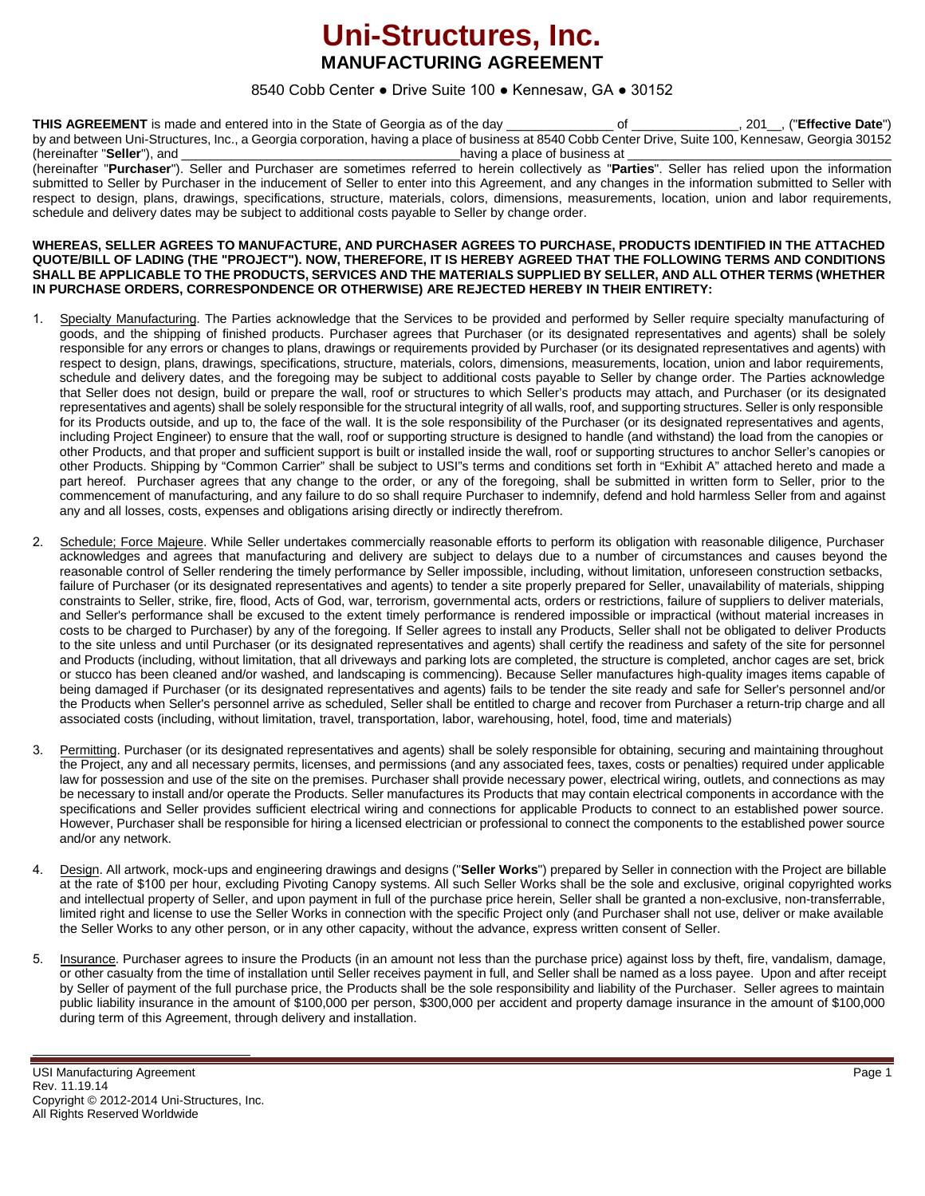# Uni-Structures, Inc.

## MANUFACTURING AGREEMENT

8540 Cobb Center ● Drive Suite 100 ● Kennesaw, GA ● 30152

**THIS AGREEMENT** is made and entered into in the State of Georgia as of the day _______________ of _______________, 201__, ("**Effective Date**") by and between Uni-Structures, Inc., a Georgia corporation, having a place of business at 8540 Cobb Center Drive, Suite 100, Kennesaw, Georgia 30152 (hereinafter "**Seller**"), and _______________________________________having a place of business at _______________________________________ (hereinafter "**Purchaser**"). Seller and Purchaser are sometimes referred to herein collectively as "**Parties**". Seller has relied upon the information submitted to Seller by Purchaser in the inducement of Seller to enter into this Agreement, and any changes in the information submitted to Seller with respect to design, plans, drawings, specifications, structure, materials, colors, dimensions, measurements, location, union and labor requirements, schedule and delivery dates may be subject to additional costs payable to Seller by change order.

**WHEREAS, SELLER AGREES TO MANUFACTURE, AND PURCHASER AGREES TO PURCHASE, PRODUCTS IDENTIFIED IN THE ATTACHED QUOTE/BILL OF LADING (THE "PROJECT"). NOW, THEREFORE, IT IS HEREBY AGREED THAT THE FOLLOWING TERMS AND CONDITIONS SHALL BE APPLICABLE TO THE PRODUCTS, SERVICES AND THE MATERIALS SUPPLIED BY SELLER, AND ALL OTHER TERMS (WHETHER IN PURCHASE ORDERS, CORRESPONDENCE OR OTHERWISE) ARE REJECTED HEREBY IN THEIR ENTIRETY:**

1. Specialty Manufacturing. The Parties acknowledge that the Services to be provided and performed by Seller require specialty manufacturing of goods, and the shipping of finished products. Purchaser agrees that Purchaser (or its designated representatives and agents) shall be solely responsible for any errors or changes to plans, drawings or requirements provided by Purchaser (or its designated representatives and agents) with respect to design, plans, drawings, specifications, structure, materials, colors, dimensions, measurements, location, union and labor requirements, schedule and delivery dates, and the foregoing may be subject to additional costs payable to Seller by change order. The Parties acknowledge that Seller does not design, build or prepare the wall, roof or structures to which Seller's products may attach, and Purchaser (or its designated representatives and agents) shall be solely responsible for the structural integrity of all walls, roof, and supporting structures. Seller is only responsible for its Products outside, and up to, the face of the wall. It is the sole responsibility of the Purchaser (or its designated representatives and agents, including Project Engineer) to ensure that the wall, roof or supporting structure is designed to handle (and withstand) the load from the canopies or other Products, and that proper and sufficient support is built or installed inside the wall, roof or supporting structures to anchor Seller's canopies or other Products. Shipping by "Common Carrier" shall be subject to USI"s terms and conditions set forth in "Exhibit A" attached hereto and made a part hereof. Purchaser agrees that any change to the order, or any of the foregoing, shall be submitted in written form to Seller, prior to the commencement of manufacturing, and any failure to do so shall require Purchaser to indemnify, defend and hold harmless Seller from and against any and all losses, costs, expenses and obligations arising directly or indirectly therefrom.

2. Schedule; Force Majeure. While Seller undertakes commercially reasonable efforts to perform its obligation with reasonable diligence, Purchaser acknowledges and agrees that manufacturing and delivery are subject to delays due to a number of circumstances and causes beyond the reasonable control of Seller rendering the timely performance by Seller impossible, including, without limitation, unforeseen construction setbacks, failure of Purchaser (or its designated representatives and agents) to tender a site properly prepared for Seller, unavailability of materials, shipping constraints to Seller, strike, fire, flood, Acts of God, war, terrorism, governmental acts, orders or restrictions, failure of suppliers to deliver materials, and Seller's performance shall be excused to the extent timely performance is rendered impossible or impractical (without material increases in costs to be charged to Purchaser) by any of the foregoing. If Seller agrees to install any Products, Seller shall not be obligated to deliver Products to the site unless and until Purchaser (or its designated representatives and agents) shall certify the readiness and safety of the site for personnel and Products (including, without limitation, that all driveways and parking lots are completed, the structure is completed, anchor cages are set, brick or stucco has been cleaned and/or washed, and landscaping is commencing). Because Seller manufactures high-quality images items capable of being damaged if Purchaser (or its designated representatives and agents) fails to be tender the site ready and safe for Seller's personnel and/or the Products when Seller's personnel arrive as scheduled, Seller shall be entitled to charge and recover from Purchaser a return-trip charge and all associated costs (including, without limitation, travel, transportation, labor, warehousing, hotel, food, time and materials)

3. Permitting. Purchaser (or its designated representatives and agents) shall be solely responsible for obtaining, securing and maintaining throughout the Project, any and all necessary permits, licenses, and permissions (and any associated fees, taxes, costs or penalties) required under applicable law for possession and use of the site on the premises. Purchaser shall provide necessary power, electrical wiring, outlets, and connections as may be necessary to install and/or operate the Products. Seller manufactures its Products that may contain electrical components in accordance with the specifications and Seller provides sufficient electrical wiring and connections for applicable Products to connect to an established power source. However, Purchaser shall be responsible for hiring a licensed electrician or professional to connect the components to the established power source and/or any network.

4. Design. All artwork, mock-ups and engineering drawings and designs ("**Seller Works**") prepared by Seller in connection with the Project are billable at the rate of $100 per hour, excluding Pivoting Canopy systems. All such Seller Works shall be the sole and exclusive, original copyrighted works and intellectual property of Seller, and upon payment in full of the purchase price herein, Seller shall be granted a non-exclusive, non-transferrable, limited right and license to use the Seller Works in connection with the specific Project only (and Purchaser shall not use, deliver or make available the Seller Works to any other person, or in any other capacity, without the advance, express written consent of Seller.

5. Insurance. Purchaser agrees to insure the Products (in an amount not less than the purchase price) against loss by theft, fire, vandalism, damage, or other casualty from the time of installation until Seller receives payment in full, and Seller shall be named as a loss payee. Upon and after receipt by Seller of payment of the full purchase price, the Products shall be the sole responsibility and liability of the Purchaser. Seller agrees to maintain public liability insurance in the amount of $100,000 per person, $300,000 per accident and property damage insurance in the amount of $100,000 during term of this Agreement, through delivery and installation.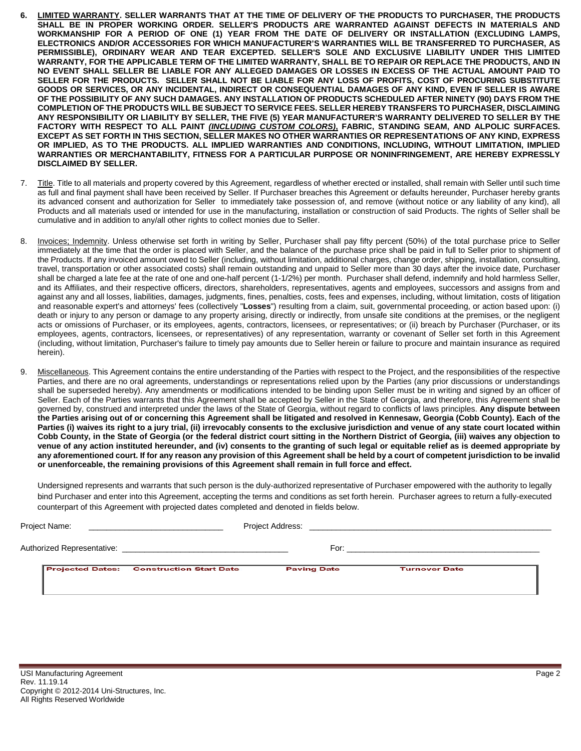6. **LIMITED WARRANTY. SELLER WARRANTS THAT AT THE TIME OF DELIVERY OF THE PRODUCTS TO PURCHASER, THE PRODUCTS SHALL BE IN PROPER WORKING ORDER. SELLER'S PRODUCTS ARE WARRANTED AGAINST DEFECTS IN MATERIALS AND WORKMANSHIP FOR A PERIOD OF ONE (1) YEAR FROM THE DATE OF DELIVERY OR INSTALLATION (EXCLUDING LAMPS, ELECTRONICS AND/OR ACCESSORIES FOR WHICH MANUFACTURER'S WARRANTIES WILL BE TRANSFERRED TO PURCHASER, AS PERMISSIBLE), ORDINARY WEAR AND TEAR EXCEPTED. SELLER'S SOLE AND EXCLUSIVE LIABILITY UNDER THIS LIMITED WARRANTY, FOR THE APPLICABLE TERM OF THE LIMITED WARRANTY, SHALL BE TO REPAIR OR REPLACE THE PRODUCTS, AND IN NO EVENT SHALL SELLER BE LIABLE FOR ANY ALLEGED DAMAGES OR LOSSES IN EXCESS OF THE ACTUAL AMOUNT PAID TO SELLER FOR THE PRODUCTS. SELLER SHALL NOT BE LIABLE FOR ANY LOSS OF PROFITS, COST OF PROCURING SUBSTITUTE GOODS OR SERVICES, OR ANY INCIDENTAL, INDIRECT OR CONSEQUENTIAL DAMAGES OF ANY KIND, EVEN IF SELLER IS AWARE OF THE POSSIBILITY OF ANY SUCH DAMAGES. ANY INSTALLATION OF PRODUCTS SCHEDULED AFTER NINETY (90) DAYS FROM THE COMPLETION OF THE PRODUCTS WILL BE SUBJECT TO SERVICE FEES. SELLER HEREBY TRANSFERS TO PURCHASER, DISCLAIMING ANY RESPONSIBILITY OR LIABILITY BY SELLER, THE FIVE (5) YEAR MANUFACTURER'S WARRANTY DELIVERED TO SELLER BY THE FACTORY WITH RESPECT TO ALL PAINT *(INCLUDING CUSTOM COLORS)*, FABRIC, STANDING SEAM, AND ALPOLIC SURFACES. EXCEPT AS SET FORTH IN THIS SECTION, SELLER MAKES NO OTHER WARRANTIES OR REPRESENTATIONS OF ANY KIND, EXPRESS OR IMPLIED, AS TO THE PRODUCTS. ALL IMPLIED WARRANTIES AND CONDITIONS, INCLUDING, WITHOUT LIMITATION, IMPLIED WARRANTIES OR MERCHANTABILITY, FITNESS FOR A PARTICULAR PURPOSE OR NONINFRINGEMENT, ARE HEREBY EXPRESSLY DISCLAIMED BY SELLER.**

7. Title. Title to all materials and property covered by this Agreement, regardless of whether erected or installed, shall remain with Seller until such time as full and final payment shall have been received by Seller. If Purchaser breaches this Agreement or defaults hereunder, Purchaser hereby grants its advanced consent and authorization for Seller to immediately take possession of, and remove (without notice or any liability of any kind), all Products and all materials used or intended for use in the manufacturing, installation or construction of said Products. The rights of Seller shall be cumulative and in addition to any/all other rights to collect monies due to Seller.

8. Invoices; Indemnity. Unless otherwise set forth in writing by Seller, Purchaser shall pay fifty percent (50%) of the total purchase price to Seller immediately at the time that the order is placed with Seller, and the balance of the purchase price shall be paid in full to Seller prior to shipment of the Products. If any invoiced amount owed to Seller (including, without limitation, additional charges, change order, shipping, installation, consulting, travel, transportation or other associated costs) shall remain outstanding and unpaid to Seller more than 30 days after the invoice date, Purchaser shall be charged a late fee at the rate of one and one-half percent (1-1/2%) per month. Purchaser shall defend, indemnify and hold harmless Seller, and its Affiliates, and their respective officers, directors, shareholders, representatives, agents and employees, successors and assigns from and against any and all losses, liabilities, damages, judgments, fines, penalties, costs, fees and expenses, including, without limitation, costs of litigation and reasonable expert's and attorneys' fees (collectively "**Losses**") resulting from a claim, suit, governmental proceeding, or action based upon: (i) death or injury to any person or damage to any property arising, directly or indirectly, from unsafe site conditions at the premises, or the negligent acts or omissions of Purchaser, or its employees, agents, contractors, licensees, or representatives; or (ii) breach by Purchaser (Purchaser, or its employees, agents, contractors, licensees, or representatives) of any representation, warranty or covenant of Seller set forth in this Agreement (including, without limitation, Purchaser's failure to timely pay amounts due to Seller herein or failure to procure and maintain insurance as required herein).

9. Miscellaneous. This Agreement contains the entire understanding of the Parties with respect to the Project, and the responsibilities of the respective Parties, and there are no oral agreements, understandings or representations relied upon by the Parties (any prior discussions or understandings shall be superseded hereby). Any amendments or modifications intended to be binding upon Seller must be in writing and signed by an officer of Seller. Each of the Parties warrants that this Agreement shall be accepted by Seller in the State of Georgia, and therefore, this Agreement shall be governed by, construed and interpreted under the laws of the State of Georgia, without regard to conflicts of laws principles. **Any dispute between the Parties arising out of or concerning this Agreement shall be litigated and resolved in Kennesaw, Georgia (Cobb County). Each of the Parties (i) waives its right to a jury trial, (ii) irrevocably consents to the exclusive jurisdiction and venue of any state court located within Cobb County, in the State of Georgia (or the federal district court sitting in the Northern District of Georgia, (iii) waives any objection to venue of any action instituted hereunder, and (iv) consents to the granting of such legal or equitable relief as is deemed appropriate by any aforementioned court. If for any reason any provision of this Agreement shall be held by a court of competent jurisdiction to be invalid or unenforceable, the remaining provisions of this Agreement shall remain in full force and effect.**

Undersigned represents and warrants that such person is the duly-authorized representative of Purchaser empowered with the authority to legally bind Purchaser and enter into this Agreement, accepting the terms and conditions as set forth herein. Purchaser agrees to return a fully-executed counterpart of this Agreement with projected dates completed and denoted in fields below.

Project Name: ______________________________ Project Address: ______________________________

Authorized Representative: ______________________________ For: ______________________________

| Projected Dates: | Construction Start Date | Paving Date | Turnover Date |
|---|---|---|---|
| | | | |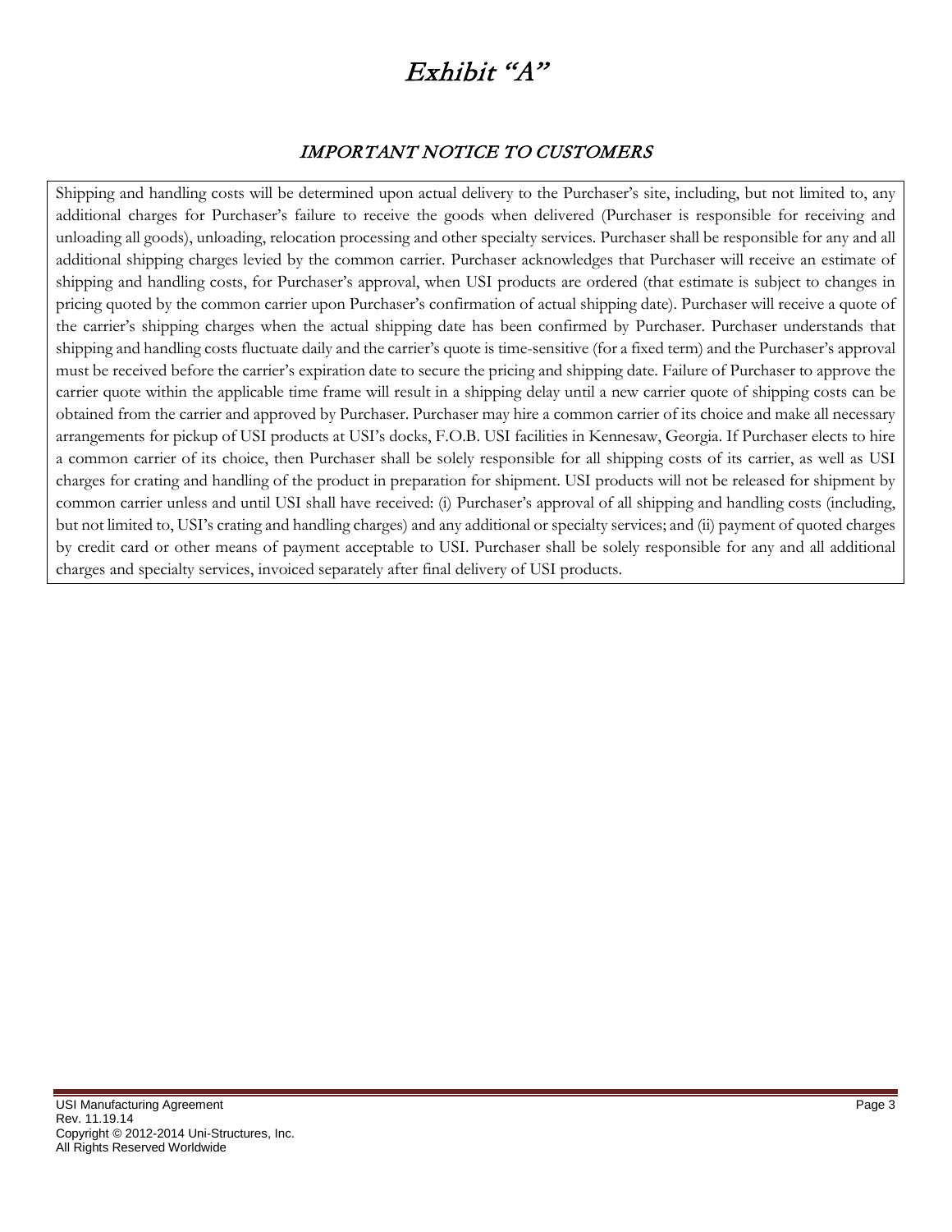# *Exhibit "A"*

## *IMPORTANT NOTICE TO CUSTOMERS*

Shipping and handling costs will be determined upon actual delivery to the Purchaser's site, including, but not limited to, any additional charges for Purchaser's failure to receive the goods when delivered (Purchaser is responsible for receiving and unloading all goods), unloading, relocation processing and other specialty services. Purchaser shall be responsible for any and all additional shipping charges levied by the common carrier. Purchaser acknowledges that Purchaser will receive an estimate of shipping and handling costs, for Purchaser's approval, when USI products are ordered (that estimate is subject to changes in pricing quoted by the common carrier upon Purchaser's confirmation of actual shipping date). Purchaser will receive a quote of the carrier's shipping charges when the actual shipping date has been confirmed by Purchaser. Purchaser understands that shipping and handling costs fluctuate daily and the carrier's quote is time-sensitive (for a fixed term) and the Purchaser's approval must be received before the carrier's expiration date to secure the pricing and shipping date. Failure of Purchaser to approve the carrier quote within the applicable time frame will result in a shipping delay until a new carrier quote of shipping costs can be obtained from the carrier and approved by Purchaser. Purchaser may hire a common carrier of its choice and make all necessary arrangements for pickup of USI products at USI's docks, F.O.B. USI facilities in Kennesaw, Georgia. If Purchaser elects to hire a common carrier of its choice, then Purchaser shall be solely responsible for all shipping costs of its carrier, as well as USI charges for crating and handling of the product in preparation for shipment. USI products will not be released for shipment by common carrier unless and until USI shall have received: (i) Purchaser's approval of all shipping and handling costs (including, but not limited to, USI's crating and handling charges) and any additional or specialty services; and (ii) payment of quoted charges by credit card or other means of payment acceptable to USI. Purchaser shall be solely responsible for any and all additional charges and specialty services, invoiced separately after final delivery of USI products.